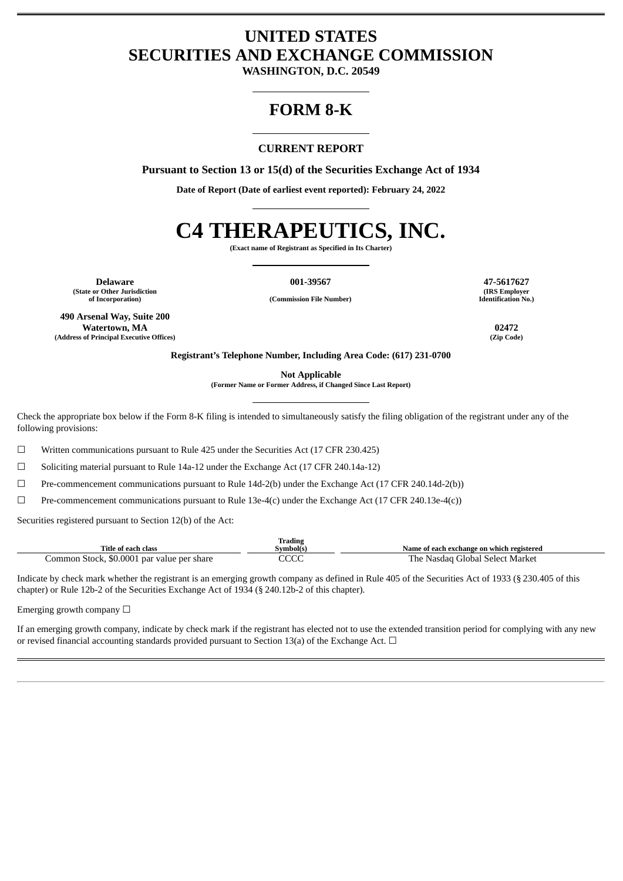# UNITED STATES
# SECURITIES AND EXCHANGE COMMISSION

**WASHINGTON, D.C. 20549**

# FORM 8-K

## CURRENT REPORT

**Pursuant to Section 13 or 15(d) of the Securities Exchange Act of 1934**

**Date of Report (Date of earliest event reported): February 24, 2022**

# C4 THERAPEUTICS, INC.

**(Exact name of Registrant as Specified in Its Charter)**

| Delaware | 001-39567 | 47-5617627 |
|---|---|---|
| (State or Other Jurisdiction of Incorporation) | (Commission File Number) | (IRS Employer Identification No.) |

| 490 Arsenal Way, Suite 200 Watertown, MA | 02472 |
|---|---|
| (Address of Principal Executive Offices) | (Zip Code) |

**Registrant's Telephone Number, Including Area Code: (617) 231-0700**

**Not Applicable**
**(Former Name or Former Address, if Changed Since Last Report)**

Check the appropriate box below if the Form 8-K filing is intended to simultaneously satisfy the filing obligation of the registrant under any of the following provisions:

☐ Written communications pursuant to Rule 425 under the Securities Act (17 CFR 230.425)

☐ Soliciting material pursuant to Rule 14a-12 under the Exchange Act (17 CFR 240.14a-12)

☐ Pre-commencement communications pursuant to Rule 14d-2(b) under the Exchange Act (17 CFR 240.14d-2(b))

☐ Pre-commencement communications pursuant to Rule 13e-4(c) under the Exchange Act (17 CFR 240.13e-4(c))

Securities registered pursuant to Section 12(b) of the Act:

| Title of each class | Trading Symbol(s) | Name of each exchange on which registered |
|---|---|---|
| Common Stock, $0.0001 par value per share | CCCC | The Nasdaq Global Select Market |

Indicate by check mark whether the registrant is an emerging growth company as defined in Rule 405 of the Securities Act of 1933 (§ 230.405 of this chapter) or Rule 12b-2 of the Securities Exchange Act of 1934 (§ 240.12b-2 of this chapter).

Emerging growth company ☐

If an emerging growth company, indicate by check mark if the registrant has elected not to use the extended transition period for complying with any new or revised financial accounting standards provided pursuant to Section 13(a) of the Exchange Act. ☐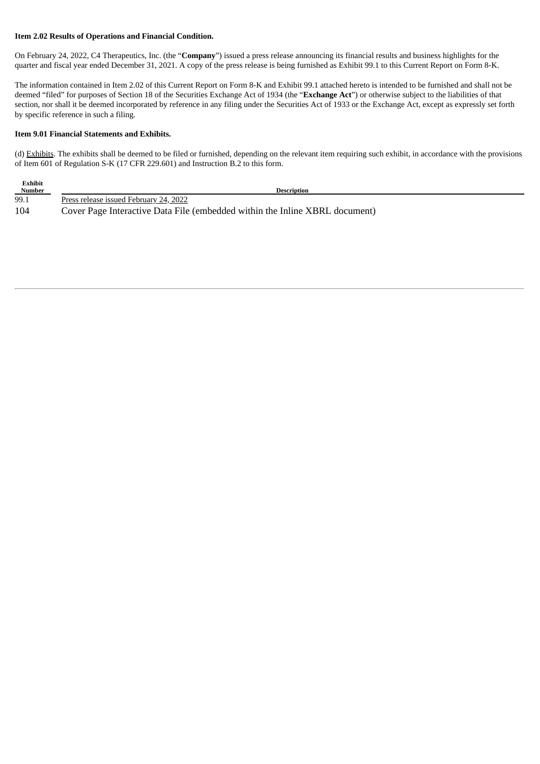**Item 2.02 Results of Operations and Financial Condition.**

On February 24, 2022, C4 Therapeutics, Inc. (the "**Company**") issued a press release announcing its financial results and business highlights for the quarter and fiscal year ended December 31, 2021. A copy of the press release is being furnished as Exhibit 99.1 to this Current Report on Form 8-K.

The information contained in Item 2.02 of this Current Report on Form 8-K and Exhibit 99.1 attached hereto is intended to be furnished and shall not be deemed "filed" for purposes of Section 18 of the Securities Exchange Act of 1934 (the "**Exchange Act**") or otherwise subject to the liabilities of that section, nor shall it be deemed incorporated by reference in any filing under the Securities Act of 1933 or the Exchange Act, except as expressly set forth by specific reference in such a filing.

**Item 9.01 Financial Statements and Exhibits.**

(d) Exhibits. The exhibits shall be deemed to be filed or furnished, depending on the relevant item requiring such exhibit, in accordance with the provisions of Item 601 of Regulation S-K (17 CFR 229.601) and Instruction B.2 to this form.

| Exhibit Number | Description |
|---|---|
| 99.1 | Press release issued February 24, 2022 |
| 104 | Cover Page Interactive Data File (embedded within the Inline XBRL document) |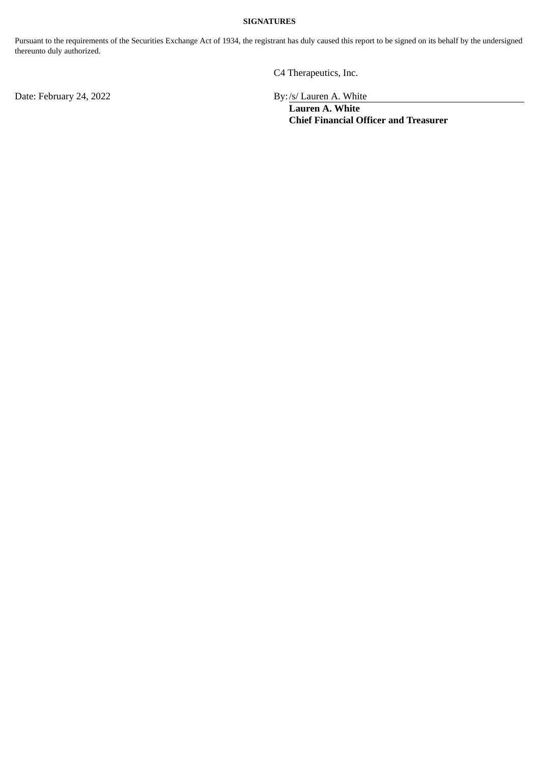**SIGNATURES**

Pursuant to the requirements of the Securities Exchange Act of 1934, the registrant has duly caused this report to be signed on its behalf by the undersigned thereunto duly authorized.

C4 Therapeutics, Inc.

Date: February 24, 2022

By: /s/ Lauren A. White

**Lauren A. White**
**Chief Financial Officer and Treasurer**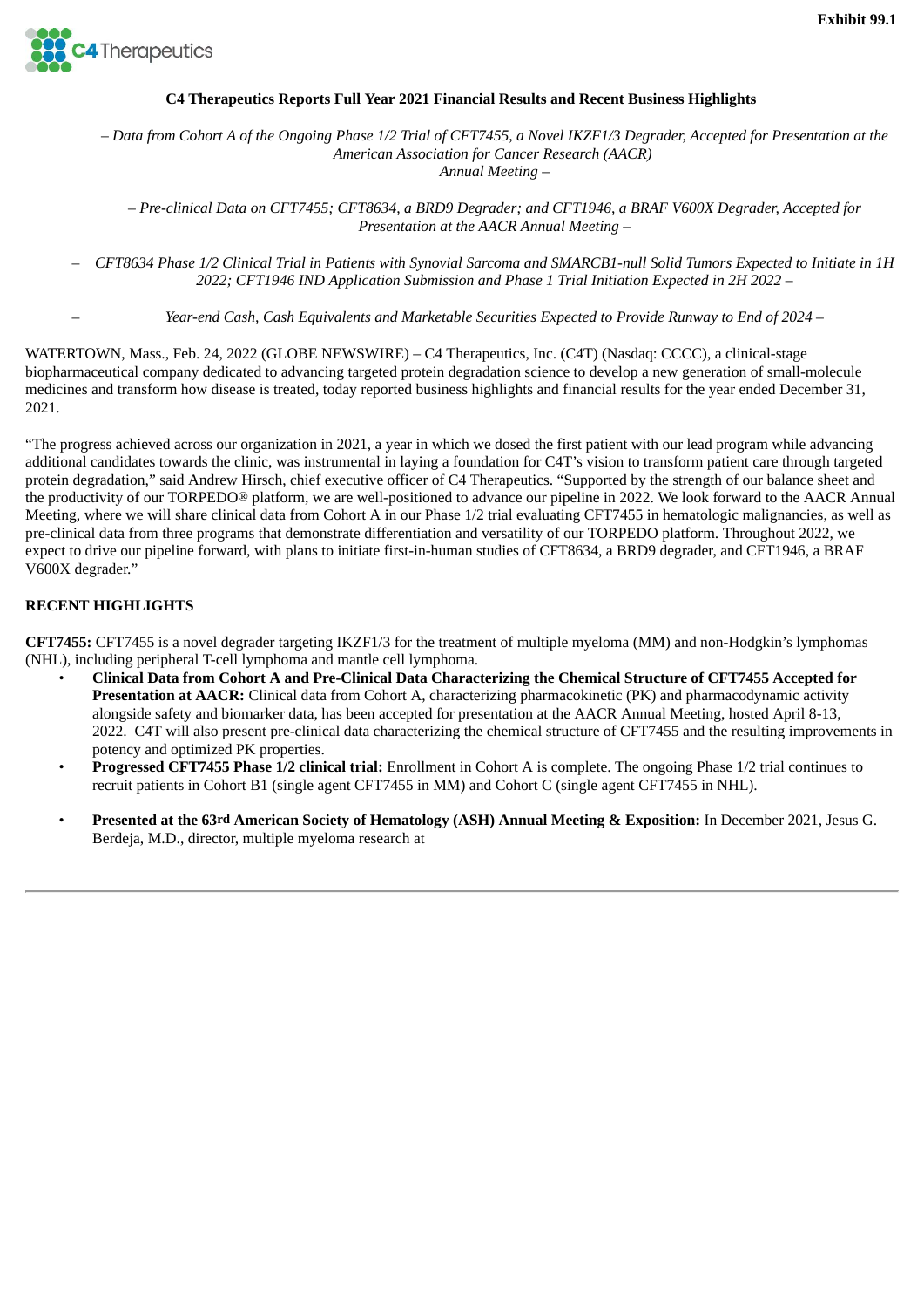**Exhibit 99.1**

**C4 Therapeutics Reports Full Year 2021 Financial Results and Recent Business Highlights**

*– Data from Cohort A of the Ongoing Phase 1/2 Trial of CFT7455, a Novel IKZF1/3 Degrader, Accepted for Presentation at the American Association for Cancer Research (AACR) Annual Meeting –*

*– Pre-clinical Data on CFT7455; CFT8634, a BRD9 Degrader; and CFT1946, a BRAF V600X Degrader, Accepted for Presentation at the AACR Annual Meeting –*

*– CFT8634 Phase 1/2 Clinical Trial in Patients with Synovial Sarcoma and SMARCB1-null Solid Tumors Expected to Initiate in 1H 2022; CFT1946 IND Application Submission and Phase 1 Trial Initiation Expected in 2H 2022 –*

*– Year-end Cash, Cash Equivalents and Marketable Securities Expected to Provide Runway to End of 2024 –*

WATERTOWN, Mass., Feb. 24, 2022 (GLOBE NEWSWIRE) – C4 Therapeutics, Inc. (C4T) (Nasdaq: CCCC), a clinical-stage biopharmaceutical company dedicated to advancing targeted protein degradation science to develop a new generation of small-molecule medicines and transform how disease is treated, today reported business highlights and financial results for the year ended December 31, 2021.

"The progress achieved across our organization in 2021, a year in which we dosed the first patient with our lead program while advancing additional candidates towards the clinic, was instrumental in laying a foundation for C4T's vision to transform patient care through targeted protein degradation," said Andrew Hirsch, chief executive officer of C4 Therapeutics. "Supported by the strength of our balance sheet and the productivity of our TORPEDO® platform, we are well-positioned to advance our pipeline in 2022. We look forward to the AACR Annual Meeting, where we will share clinical data from Cohort A in our Phase 1/2 trial evaluating CFT7455 in hematologic malignancies, as well as pre-clinical data from three programs that demonstrate differentiation and versatility of our TORPEDO platform. Throughout 2022, we expect to drive our pipeline forward, with plans to initiate first-in-human studies of CFT8634, a BRD9 degrader, and CFT1946, a BRAF V600X degrader."

**RECENT HIGHLIGHTS**

**CFT7455:** CFT7455 is a novel degrader targeting IKZF1/3 for the treatment of multiple myeloma (MM) and non-Hodgkin's lymphomas (NHL), including peripheral T-cell lymphoma and mantle cell lymphoma.

- **Clinical Data from Cohort A and Pre-Clinical Data Characterizing the Chemical Structure of CFT7455 Accepted for Presentation at AACR:** Clinical data from Cohort A, characterizing pharmacokinetic (PK) and pharmacodynamic activity alongside safety and biomarker data, has been accepted for presentation at the AACR Annual Meeting, hosted April 8-13, 2022. C4T will also present pre-clinical data characterizing the chemical structure of CFT7455 and the resulting improvements in potency and optimized PK properties.
- **Progressed CFT7455 Phase 1/2 clinical trial:** Enrollment in Cohort A is complete. The ongoing Phase 1/2 trial continues to recruit patients in Cohort B1 (single agent CFT7455 in MM) and Cohort C (single agent CFT7455 in NHL).
- **Presented at the 63rd American Society of Hematology (ASH) Annual Meeting & Exposition:** In December 2021, Jesus G. Berdeja, M.D., director, multiple myeloma research at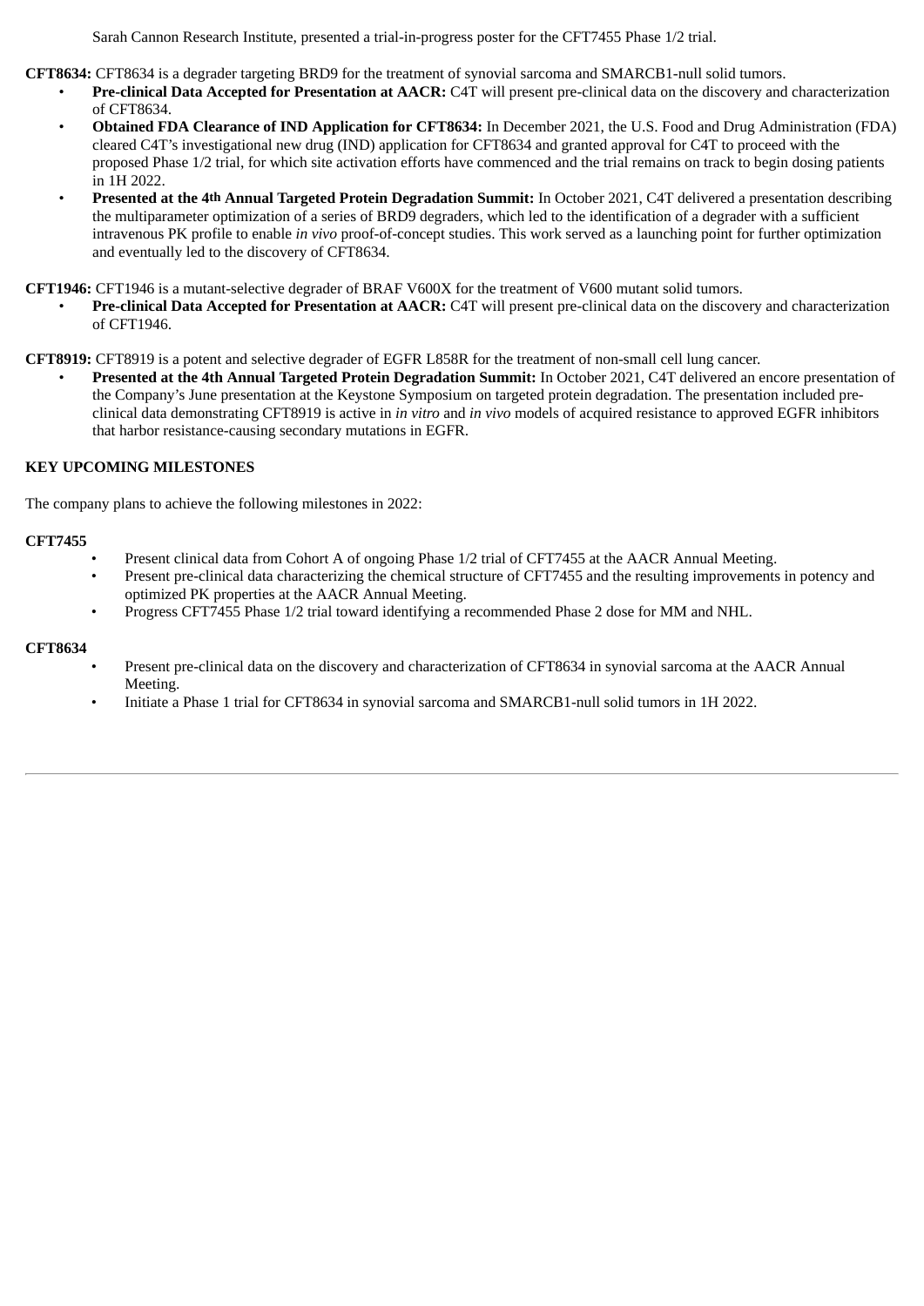Sarah Cannon Research Institute, presented a trial-in-progress poster for the CFT7455 Phase 1/2 trial.

**CFT8634:** CFT8634 is a degrader targeting BRD9 for the treatment of synovial sarcoma and SMARCB1-null solid tumors.

- **Pre-clinical Data Accepted for Presentation at AACR:** C4T will present pre-clinical data on the discovery and characterization of CFT8634.
- **Obtained FDA Clearance of IND Application for CFT8634:** In December 2021, the U.S. Food and Drug Administration (FDA) cleared C4T's investigational new drug (IND) application for CFT8634 and granted approval for C4T to proceed with the proposed Phase 1/2 trial, for which site activation efforts have commenced and the trial remains on track to begin dosing patients in 1H 2022.
- **Presented at the 4th Annual Targeted Protein Degradation Summit:** In October 2021, C4T delivered a presentation describing the multiparameter optimization of a series of BRD9 degraders, which led to the identification of a degrader with a sufficient intravenous PK profile to enable *in vivo* proof-of-concept studies. This work served as a launching point for further optimization and eventually led to the discovery of CFT8634.

**CFT1946:** CFT1946 is a mutant-selective degrader of BRAF V600X for the treatment of V600 mutant solid tumors.

- **Pre-clinical Data Accepted for Presentation at AACR:** C4T will present pre-clinical data on the discovery and characterization of CFT1946.

**CFT8919:** CFT8919 is a potent and selective degrader of EGFR L858R for the treatment of non-small cell lung cancer.

- **Presented at the 4th Annual Targeted Protein Degradation Summit:** In October 2021, C4T delivered an encore presentation of the Company's June presentation at the Keystone Symposium on targeted protein degradation. The presentation included pre-clinical data demonstrating CFT8919 is active in *in vitro* and *in vivo* models of acquired resistance to approved EGFR inhibitors that harbor resistance-causing secondary mutations in EGFR.

**KEY UPCOMING MILESTONES**

The company plans to achieve the following milestones in 2022:

**CFT7455**

- Present clinical data from Cohort A of ongoing Phase 1/2 trial of CFT7455 at the AACR Annual Meeting.
- Present pre-clinical data characterizing the chemical structure of CFT7455 and the resulting improvements in potency and optimized PK properties at the AACR Annual Meeting.
- Progress CFT7455 Phase 1/2 trial toward identifying a recommended Phase 2 dose for MM and NHL.

**CFT8634**

- Present pre-clinical data on the discovery and characterization of CFT8634 in synovial sarcoma at the AACR Annual Meeting.
- Initiate a Phase 1 trial for CFT8634 in synovial sarcoma and SMARCB1-null solid tumors in 1H 2022.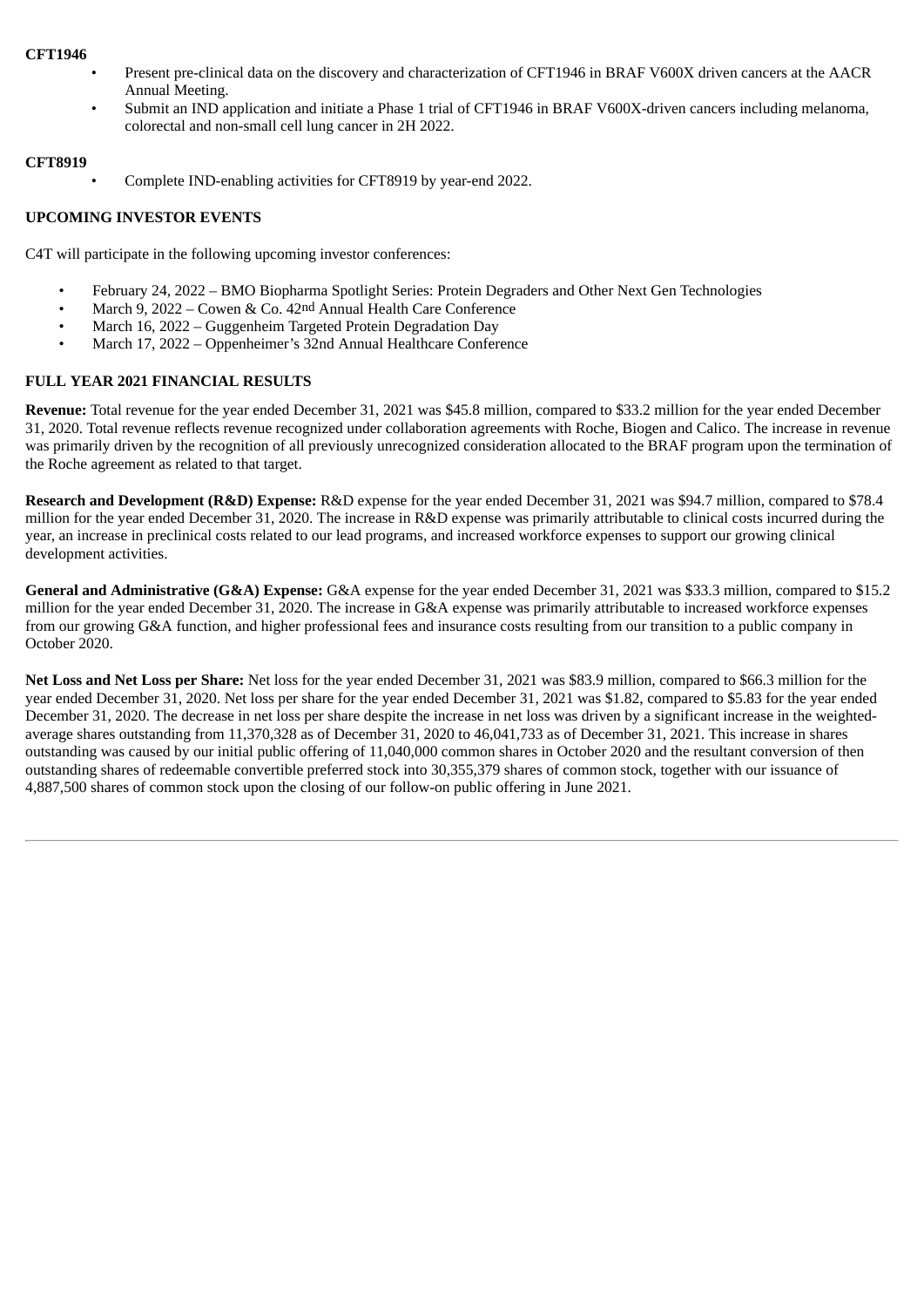**CFT1946**

- Present pre-clinical data on the discovery and characterization of CFT1946 in BRAF V600X driven cancers at the AACR Annual Meeting.
- Submit an IND application and initiate a Phase 1 trial of CFT1946 in BRAF V600X-driven cancers including melanoma, colorectal and non-small cell lung cancer in 2H 2022.

**CFT8919**

- Complete IND-enabling activities for CFT8919 by year-end 2022.

**UPCOMING INVESTOR EVENTS**

C4T will participate in the following upcoming investor conferences:

- February 24, 2022 – BMO Biopharma Spotlight Series: Protein Degraders and Other Next Gen Technologies
- March 9, 2022 – Cowen & Co. 42nd Annual Health Care Conference
- March 16, 2022 – Guggenheim Targeted Protein Degradation Day
- March 17, 2022 – Oppenheimer's 32nd Annual Healthcare Conference

**FULL YEAR 2021 FINANCIAL RESULTS**

**Revenue:** Total revenue for the year ended December 31, 2021 was $45.8 million, compared to $33.2 million for the year ended December 31, 2020. Total revenue reflects revenue recognized under collaboration agreements with Roche, Biogen and Calico. The increase in revenue was primarily driven by the recognition of all previously unrecognized consideration allocated to the BRAF program upon the termination of the Roche agreement as related to that target.

**Research and Development (R&D) Expense:** R&D expense for the year ended December 31, 2021 was $94.7 million, compared to $78.4 million for the year ended December 31, 2020. The increase in R&D expense was primarily attributable to clinical costs incurred during the year, an increase in preclinical costs related to our lead programs, and increased workforce expenses to support our growing clinical development activities.

**General and Administrative (G&A) Expense:** G&A expense for the year ended December 31, 2021 was $33.3 million, compared to $15.2 million for the year ended December 31, 2020. The increase in G&A expense was primarily attributable to increased workforce expenses from our growing G&A function, and higher professional fees and insurance costs resulting from our transition to a public company in October 2020.

**Net Loss and Net Loss per Share:** Net loss for the year ended December 31, 2021 was $83.9 million, compared to $66.3 million for the year ended December 31, 2020. Net loss per share for the year ended December 31, 2021 was $1.82, compared to $5.83 for the year ended December 31, 2020. The decrease in net loss per share despite the increase in net loss was driven by a significant increase in the weighted-average shares outstanding from 11,370,328 as of December 31, 2020 to 46,041,733 as of December 31, 2021. This increase in shares outstanding was caused by our initial public offering of 11,040,000 common shares in October 2020 and the resultant conversion of then outstanding shares of redeemable convertible preferred stock into 30,355,379 shares of common stock, together with our issuance of 4,887,500 shares of common stock upon the closing of our follow-on public offering in June 2021.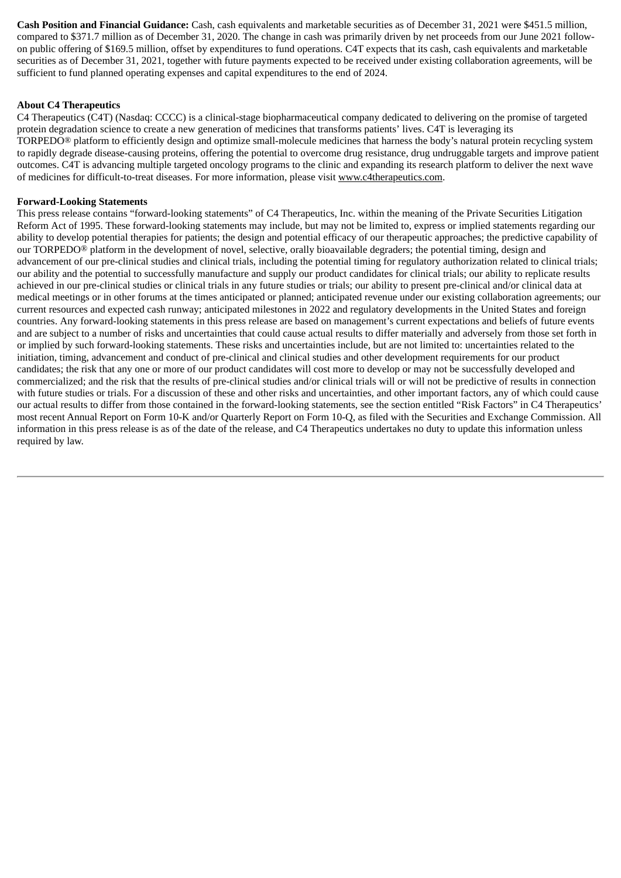**Cash Position and Financial Guidance:** Cash, cash equivalents and marketable securities as of December 31, 2021 were $451.5 million, compared to $371.7 million as of December 31, 2020. The change in cash was primarily driven by net proceeds from our June 2021 follow-on public offering of $169.5 million, offset by expenditures to fund operations. C4T expects that its cash, cash equivalents and marketable securities as of December 31, 2021, together with future payments expected to be received under existing collaboration agreements, will be sufficient to fund planned operating expenses and capital expenditures to the end of 2024.

**About C4 Therapeutics**

C4 Therapeutics (C4T) (Nasdaq: CCCC) is a clinical-stage biopharmaceutical company dedicated to delivering on the promise of targeted protein degradation science to create a new generation of medicines that transforms patients' lives. C4T is leveraging its TORPEDO® platform to efficiently design and optimize small-molecule medicines that harness the body's natural protein recycling system to rapidly degrade disease-causing proteins, offering the potential to overcome drug resistance, drug undruggable targets and improve patient outcomes. C4T is advancing multiple targeted oncology programs to the clinic and expanding its research platform to deliver the next wave of medicines for difficult-to-treat diseases. For more information, please visit www.c4therapeutics.com.

**Forward-Looking Statements**

This press release contains "forward-looking statements" of C4 Therapeutics, Inc. within the meaning of the Private Securities Litigation Reform Act of 1995. These forward-looking statements may include, but may not be limited to, express or implied statements regarding our ability to develop potential therapies for patients; the design and potential efficacy of our therapeutic approaches; the predictive capability of our TORPEDO® platform in the development of novel, selective, orally bioavailable degraders; the potential timing, design and advancement of our pre-clinical studies and clinical trials, including the potential timing for regulatory authorization related to clinical trials; our ability and the potential to successfully manufacture and supply our product candidates for clinical trials; our ability to replicate results achieved in our pre-clinical studies or clinical trials in any future studies or trials; our ability to present pre-clinical and/or clinical data at medical meetings or in other forums at the times anticipated or planned; anticipated revenue under our existing collaboration agreements; our current resources and expected cash runway; anticipated milestones in 2022 and regulatory developments in the United States and foreign countries. Any forward-looking statements in this press release are based on management's current expectations and beliefs of future events and are subject to a number of risks and uncertainties that could cause actual results to differ materially and adversely from those set forth in or implied by such forward-looking statements. These risks and uncertainties include, but are not limited to: uncertainties related to the initiation, timing, advancement and conduct of pre-clinical and clinical studies and other development requirements for our product candidates; the risk that any one or more of our product candidates will cost more to develop or may not be successfully developed and commercialized; and the risk that the results of pre-clinical studies and/or clinical trials will or will not be predictive of results in connection with future studies or trials. For a discussion of these and other risks and uncertainties, and other important factors, any of which could cause our actual results to differ from those contained in the forward-looking statements, see the section entitled "Risk Factors" in C4 Therapeutics' most recent Annual Report on Form 10-K and/or Quarterly Report on Form 10-Q, as filed with the Securities and Exchange Commission. All information in this press release is as of the date of the release, and C4 Therapeutics undertakes no duty to update this information unless required by law.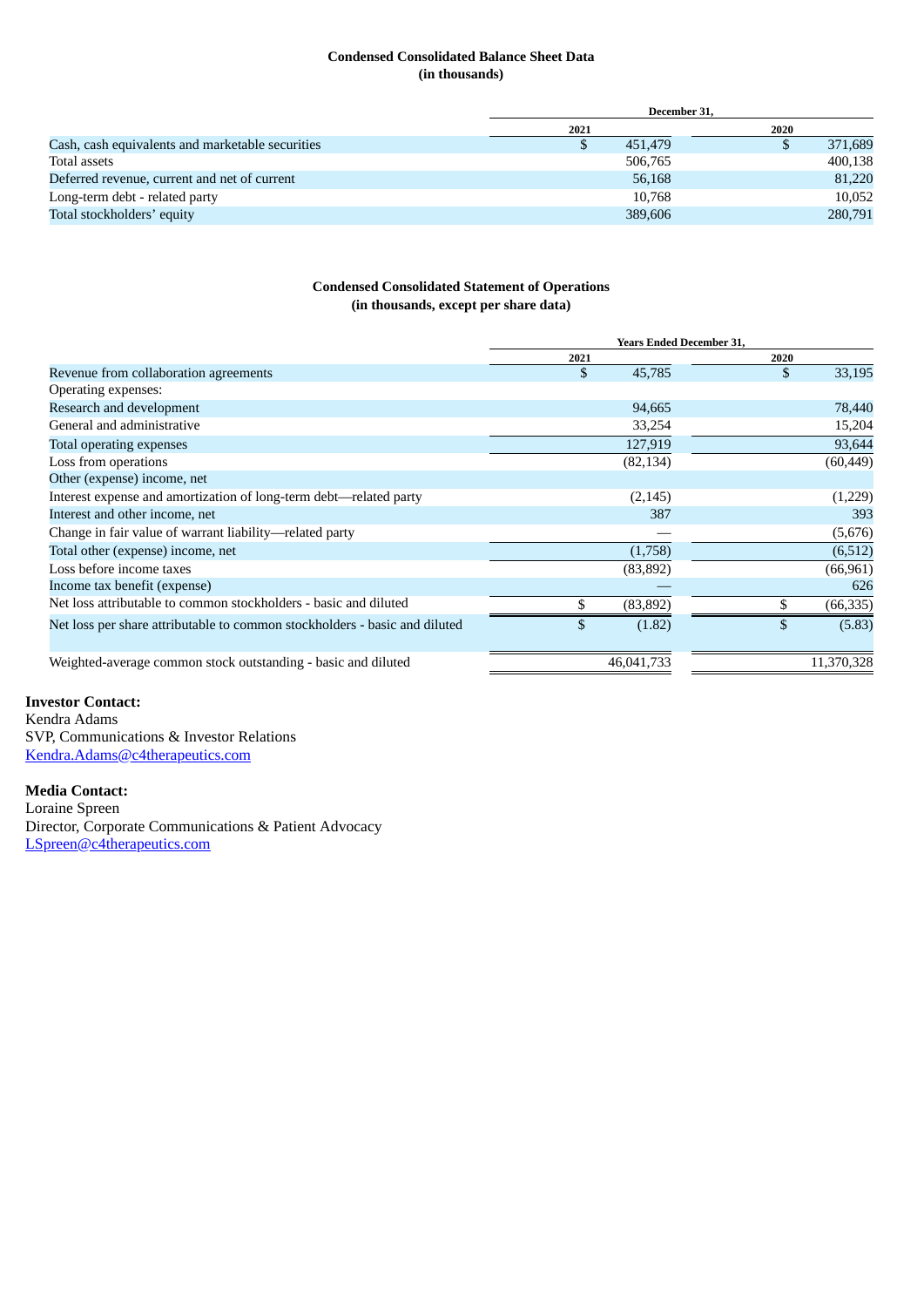**Condensed Consolidated Balance Sheet Data**
**(in thousands)**

| | December 31, | |
|---|---|---|
| | 2021 | 2020 |
| Cash, cash equivalents and marketable securities | $ 451,479 | $ 371,689 |
| Total assets | 506,765 | 400,138 |
| Deferred revenue, current and net of current | 56,168 | 81,220 |
| Long-term debt - related party | 10,768 | 10,052 |
| Total stockholders' equity | 389,606 | 280,791 |

**Condensed Consolidated Statement of Operations**
**(in thousands, except per share data)**

| | Years Ended December 31, | |
|---|---|---|
| | 2021 | 2020 |
| Revenue from collaboration agreements | $ 45,785 | $ 33,195 |
| Operating expenses: | | |
| Research and development | 94,665 | 78,440 |
| General and administrative | 33,254 | 15,204 |
| Total operating expenses | 127,919 | 93,644 |
| Loss from operations | (82,134) | (60,449) |
| Other (expense) income, net | | |
| Interest expense and amortization of long-term debt—related party | (2,145) | (1,229) |
| Interest and other income, net | 387 | 393 |
| Change in fair value of warrant liability—related party | — | (5,676) |
| Total other (expense) income, net | (1,758) | (6,512) |
| Loss before income taxes | (83,892) | (66,961) |
| Income tax benefit (expense) | — | 626 |
| Net loss attributable to common stockholders - basic and diluted | $ (83,892) | $ (66,335) |
| Net loss per share attributable to common stockholders - basic and diluted | $ (1.82) | $ (5.83) |
| Weighted-average common stock outstanding - basic and diluted | 46,041,733 | 11,370,328 |

**Investor Contact:**
Kendra Adams
SVP, Communications & Investor Relations
Kendra.Adams@c4therapeutics.com

**Media Contact:**
Loraine Spreen
Director, Corporate Communications & Patient Advocacy
LSpreen@c4therapeutics.com